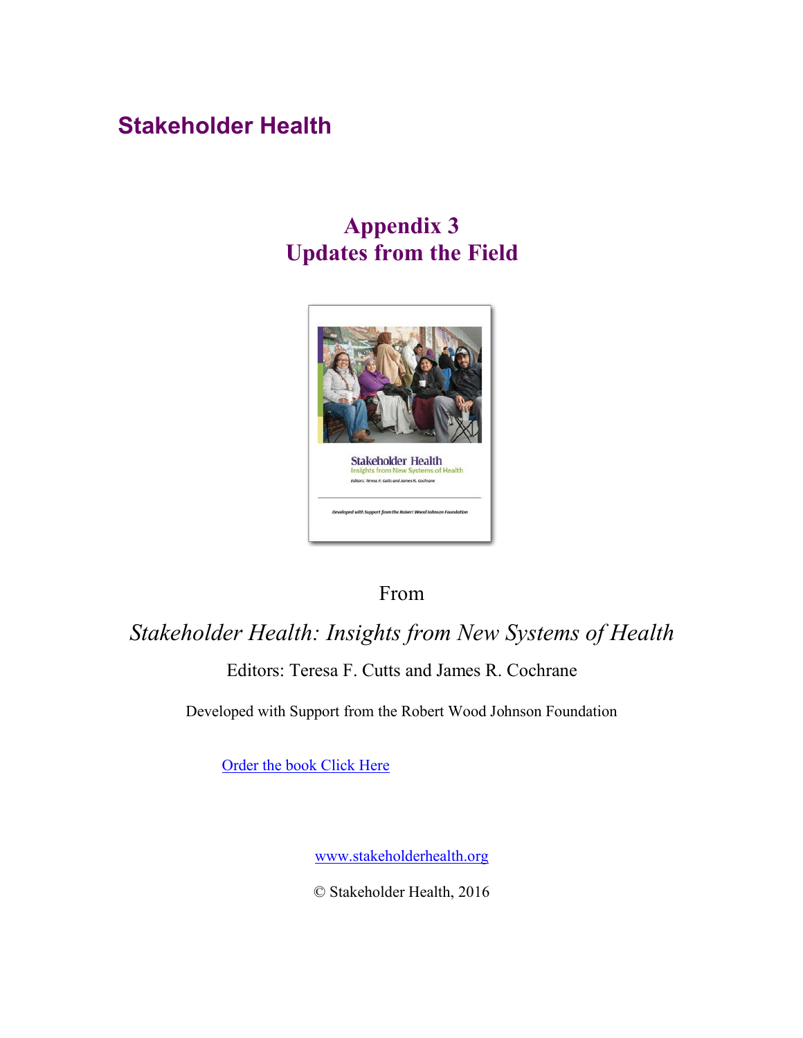# Stakeholder Health

## Appendix 3
## Updates from the Field

From

*Stakeholder Health: Insights from New Systems of Health*

Editors: Teresa F. Cutts and James R. Cochrane

Developed with Support from the Robert Wood Johnson Foundation

Order the book Click Here

www.stakeholderhealth.org

© Stakeholder Health, 2016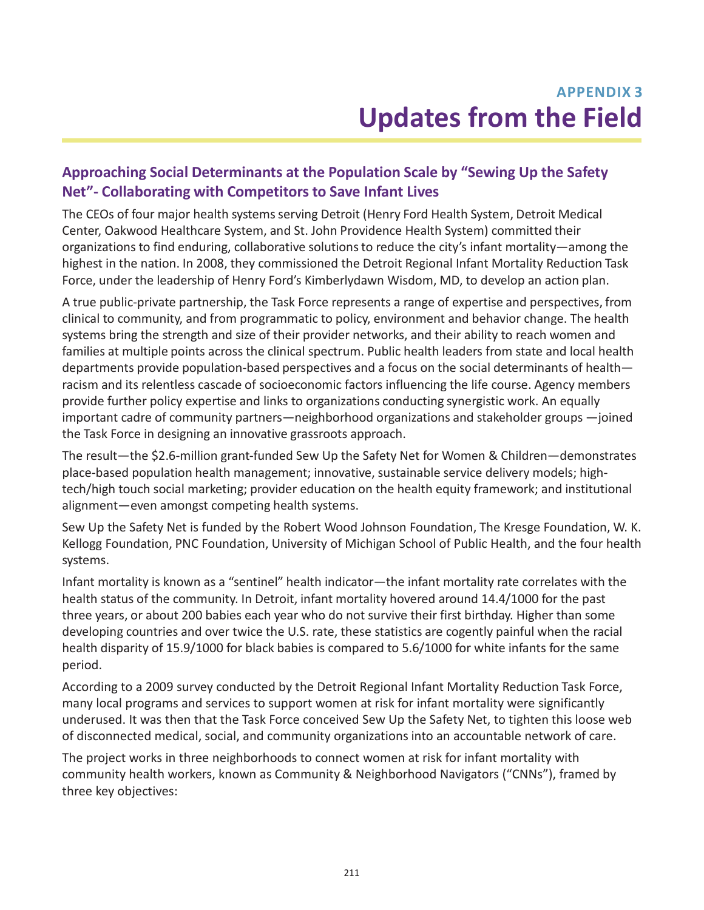## APPENDIX 3

# Updates from the Field

### Approaching Social Determinants at the Population Scale by "Sewing Up the Safety Net"- Collaborating with Competitors to Save Infant Lives

The CEOs of four major health systems serving Detroit (Henry Ford Health System, Detroit Medical Center, Oakwood Healthcare System, and St. John Providence Health System) committed their organizations to find enduring, collaborative solutions to reduce the city's infant mortality—among the highest in the nation. In 2008, they commissioned the Detroit Regional Infant Mortality Reduction Task Force, under the leadership of Henry Ford's Kimberlydawn Wisdom, MD, to develop an action plan.

A true public-private partnership, the Task Force represents a range of expertise and perspectives, from clinical to community, and from programmatic to policy, environment and behavior change. The health systems bring the strength and size of their provider networks, and their ability to reach women and families at multiple points across the clinical spectrum. Public health leaders from state and local health departments provide population-based perspectives and a focus on the social determinants of health—racism and its relentless cascade of socioeconomic factors influencing the life course. Agency members provide further policy expertise and links to organizations conducting synergistic work. An equally important cadre of community partners—neighborhood organizations and stakeholder groups —joined the Task Force in designing an innovative grassroots approach.

The result—the $2.6-million grant-funded Sew Up the Safety Net for Women & Children—demonstrates place-based population health management; innovative, sustainable service delivery models; high-tech/high touch social marketing; provider education on the health equity framework; and institutional alignment—even amongst competing health systems.

Sew Up the Safety Net is funded by the Robert Wood Johnson Foundation, The Kresge Foundation, W. K. Kellogg Foundation, PNC Foundation, University of Michigan School of Public Health, and the four health systems.

Infant mortality is known as a "sentinel" health indicator—the infant mortality rate correlates with the health status of the community. In Detroit, infant mortality hovered around 14.4/1000 for the past three years, or about 200 babies each year who do not survive their first birthday. Higher than some developing countries and over twice the U.S. rate, these statistics are cogently painful when the racial health disparity of 15.9/1000 for black babies is compared to 5.6/1000 for white infants for the same period.

According to a 2009 survey conducted by the Detroit Regional Infant Mortality Reduction Task Force, many local programs and services to support women at risk for infant mortality were significantly underused. It was then that the Task Force conceived Sew Up the Safety Net, to tighten this loose web of disconnected medical, social, and community organizations into an accountable network of care.

The project works in three neighborhoods to connect women at risk for infant mortality with community health workers, known as Community & Neighborhood Navigators ("CNNs"), framed by three key objectives: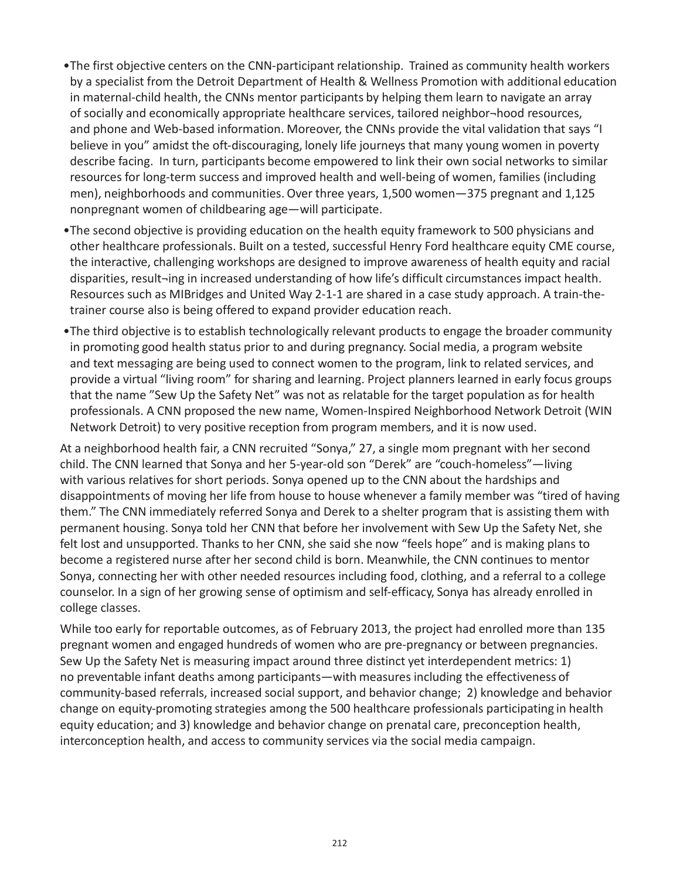- The first objective centers on the CNN-participant relationship. Trained as community health workers by a specialist from the Detroit Department of Health & Wellness Promotion with additional education in maternal-child health, the CNNs mentor participants by helping them learn to navigate an array of socially and economically appropriate healthcare services, tailored neighbor¬hood resources, and phone and Web-based information. Moreover, the CNNs provide the vital validation that says "I believe in you" amidst the oft-discouraging, lonely life journeys that many young women in poverty describe facing. In turn, participants become empowered to link their own social networks to similar resources for long-term success and improved health and well-being of women, families (including men), neighborhoods and communities. Over three years, 1,500 women—375 pregnant and 1,125 nonpregnant women of childbearing age—will participate.
- The second objective is providing education on the health equity framework to 500 physicians and other healthcare professionals. Built on a tested, successful Henry Ford healthcare equity CME course, the interactive, challenging workshops are designed to improve awareness of health equity and racial disparities, result¬ing in increased understanding of how life's difficult circumstances impact health. Resources such as MIBridges and United Way 2-1-1 are shared in a case study approach. A train-the-trainer course also is being offered to expand provider education reach.
- The third objective is to establish technologically relevant products to engage the broader community in promoting good health status prior to and during pregnancy. Social media, a program website and text messaging are being used to connect women to the program, link to related services, and provide a virtual "living room" for sharing and learning. Project planners learned in early focus groups that the name "Sew Up the Safety Net" was not as relatable for the target population as for health professionals. A CNN proposed the new name, Women-Inspired Neighborhood Network Detroit (WIN Network Detroit) to very positive reception from program members, and it is now used.

At a neighborhood health fair, a CNN recruited "Sonya," 27, a single mom pregnant with her second child. The CNN learned that Sonya and her 5-year-old son "Derek" are "couch-homeless"—living with various relatives for short periods. Sonya opened up to the CNN about the hardships and disappointments of moving her life from house to house whenever a family member was "tired of having them." The CNN immediately referred Sonya and Derek to a shelter program that is assisting them with permanent housing. Sonya told her CNN that before her involvement with Sew Up the Safety Net, she felt lost and unsupported. Thanks to her CNN, she said she now "feels hope" and is making plans to become a registered nurse after her second child is born. Meanwhile, the CNN continues to mentor Sonya, connecting her with other needed resources including food, clothing, and a referral to a college counselor. In a sign of her growing sense of optimism and self-efficacy, Sonya has already enrolled in college classes.

While too early for reportable outcomes, as of February 2013, the project had enrolled more than 135 pregnant women and engaged hundreds of women who are pre-pregnancy or between pregnancies. Sew Up the Safety Net is measuring impact around three distinct yet interdependent metrics: 1) no preventable infant deaths among participants—with measures including the effectiveness of community-based referrals, increased social support, and behavior change; 2) knowledge and behavior change on equity-promoting strategies among the 500 healthcare professionals participating in health equity education; and 3) knowledge and behavior change on prenatal care, preconception health, interconception health, and access to community services via the social media campaign.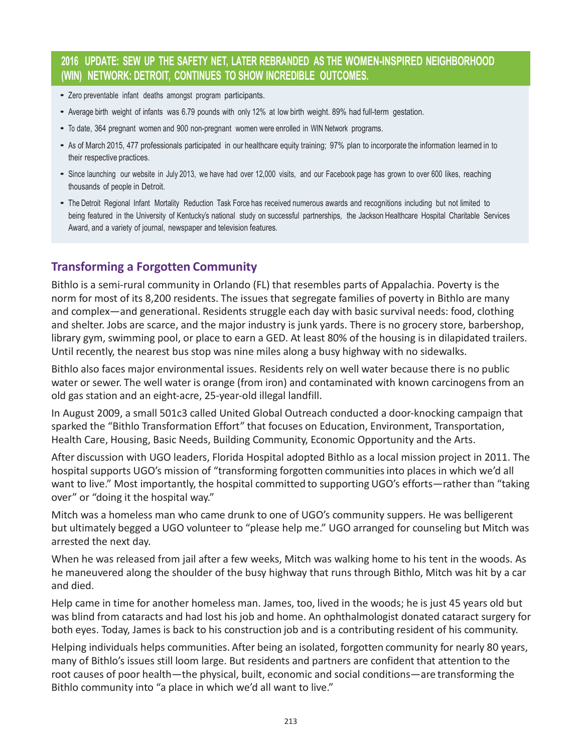## 2016 UPDATE: SEW UP THE SAFETY NET, LATER REBRANDED AS THE WOMEN-INSPIRED NEIGHBORHOOD (WIN) NETWORK: DETROIT, CONTINUES TO SHOW INCREDIBLE OUTCOMES.

- Zero preventable infant deaths amongst program participants.
- Average birth weight of infants was 6.79 pounds with only 12% at low birth weight. 89% had full-term gestation.
- To date, 364 pregnant women and 900 non-pregnant women were enrolled in WIN Network programs.
- As of March 2015, 477 professionals participated in our healthcare equity training; 97% plan to incorporate the information learned in to their respective practices.
- Since launching our website in July 2013, we have had over 12,000 visits, and our Facebook page has grown to over 600 likes, reaching thousands of people in Detroit.
- The Detroit Regional Infant Mortality Reduction Task Force has received numerous awards and recognitions including but not limited to being featured in the University of Kentucky's national study on successful partnerships, the Jackson Healthcare Hospital Charitable Services Award, and a variety of journal, newspaper and television features.

## Transforming a Forgotten Community

Bithlo is a semi-rural community in Orlando (FL) that resembles parts of Appalachia. Poverty is the norm for most of its 8,200 residents. The issues that segregate families of poverty in Bithlo are many and complex—and generational. Residents struggle each day with basic survival needs: food, clothing and shelter. Jobs are scarce, and the major industry is junk yards. There is no grocery store, barbershop, library gym, swimming pool, or place to earn a GED. At least 80% of the housing is in dilapidated trailers. Until recently, the nearest bus stop was nine miles along a busy highway with no sidewalks.

Bithlo also faces major environmental issues. Residents rely on well water because there is no public water or sewer. The well water is orange (from iron) and contaminated with known carcinogens from an old gas station and an eight-acre, 25-year-old illegal landfill.

In August 2009, a small 501c3 called United Global Outreach conducted a door-knocking campaign that sparked the "Bithlo Transformation Effort" that focuses on Education, Environment, Transportation, Health Care, Housing, Basic Needs, Building Community, Economic Opportunity and the Arts.

After discussion with UGO leaders, Florida Hospital adopted Bithlo as a local mission project in 2011. The hospital supports UGO's mission of "transforming forgotten communities into places in which we'd all want to live." Most importantly, the hospital committed to supporting UGO's efforts—rather than "taking over" or "doing it the hospital way."

Mitch was a homeless man who came drunk to one of UGO's community suppers. He was belligerent but ultimately begged a UGO volunteer to "please help me." UGO arranged for counseling but Mitch was arrested the next day.

When he was released from jail after a few weeks, Mitch was walking home to his tent in the woods. As he maneuvered along the shoulder of the busy highway that runs through Bithlo, Mitch was hit by a car and died.

Help came in time for another homeless man. James, too, lived in the woods; he is just 45 years old but was blind from cataracts and had lost his job and home. An ophthalmologist donated cataract surgery for both eyes. Today, James is back to his construction job and is a contributing resident of his community.

Helping individuals helps communities. After being an isolated, forgotten community for nearly 80 years, many of Bithlo's issues still loom large. But residents and partners are confident that attention to the root causes of poor health—the physical, built, economic and social conditions—are transforming the Bithlo community into "a place in which we'd all want to live."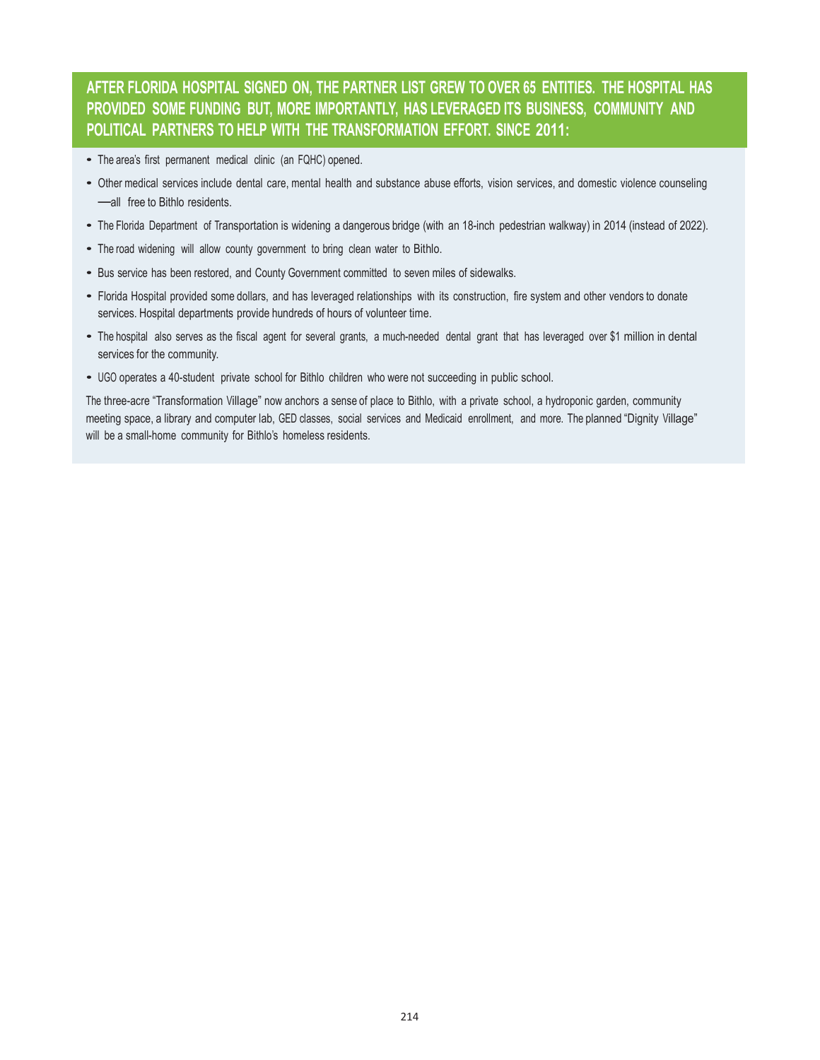**AFTER FLORIDA HOSPITAL SIGNED ON, THE PARTNER LIST GREW TO OVER 65 ENTITIES. THE HOSPITAL HAS PROVIDED SOME FUNDING BUT, MORE IMPORTANTLY, HAS LEVERAGED ITS BUSINESS, COMMUNITY AND POLITICAL PARTNERS TO HELP WITH THE TRANSFORMATION EFFORT. SINCE 2011:**

- The area's first permanent medical clinic (an FQHC) opened.
- Other medical services include dental care, mental health and substance abuse efforts, vision services, and domestic violence counseling —all free to Bithlo residents.
- The Florida Department of Transportation is widening a dangerous bridge (with an 18-inch pedestrian walkway) in 2014 (instead of 2022).
- The road widening will allow county government to bring clean water to Bithlo.
- Bus service has been restored, and County Government committed to seven miles of sidewalks.
- Florida Hospital provided some dollars, and has leveraged relationships with its construction, fire system and other vendors to donate services. Hospital departments provide hundreds of hours of volunteer time.
- The hospital also serves as the fiscal agent for several grants, a much-needed dental grant that has leveraged over $1 million in dental services for the community.
- UGO operates a 40-student private school for Bithlo children who were not succeeding in public school.

The three-acre "Transformation Village" now anchors a sense of place to Bithlo, with a private school, a hydroponic garden, community meeting space, a library and computer lab, GED classes, social services and Medicaid enrollment, and more. The planned "Dignity Village" will be a small-home community for Bithlo's homeless residents.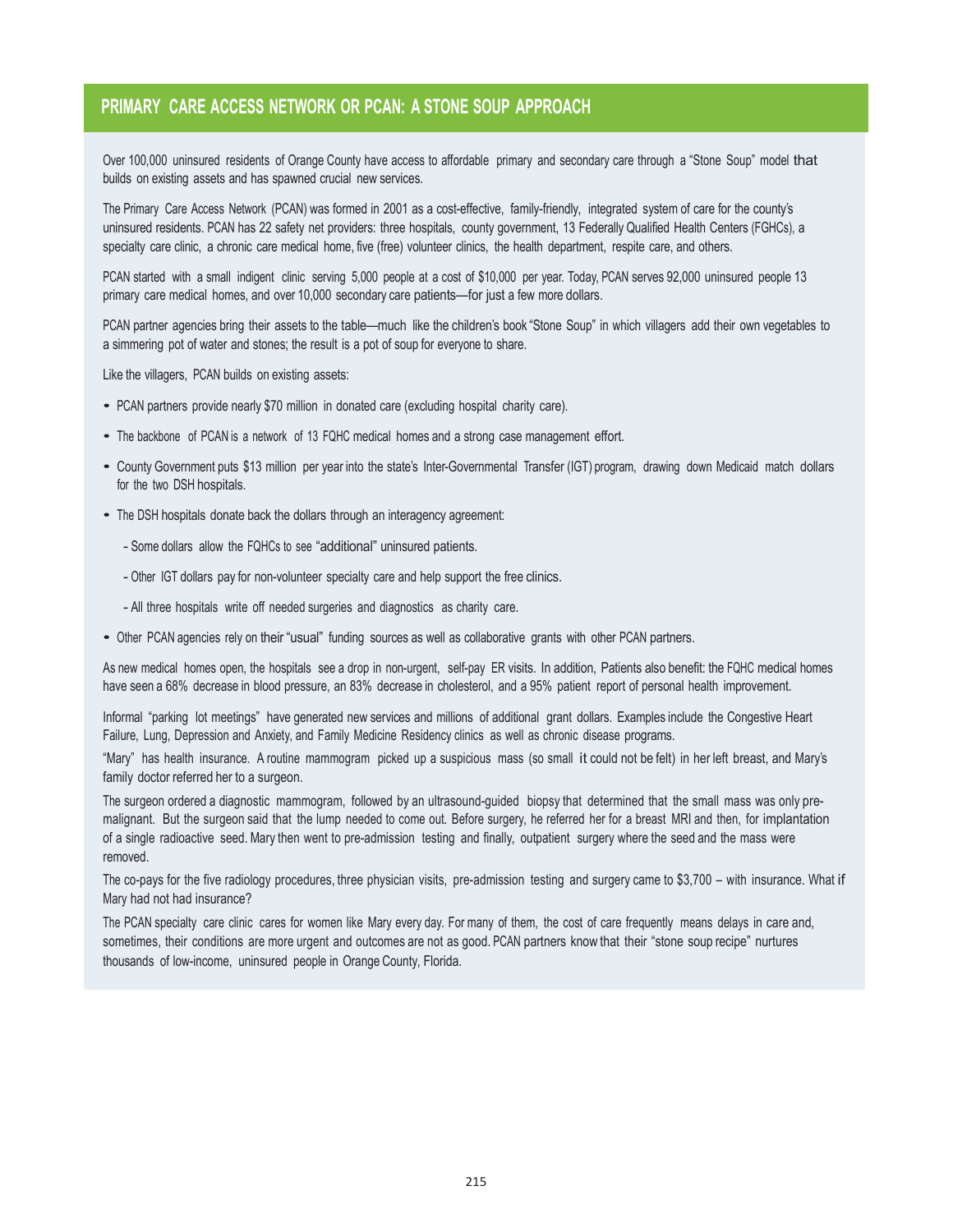## PRIMARY CARE ACCESS NETWORK OR PCAN: A STONE SOUP APPROACH

Over 100,000 uninsured residents of Orange County have access to affordable primary and secondary care through a "Stone Soup" model that builds on existing assets and has spawned crucial new services.

The Primary Care Access Network (PCAN) was formed in 2001 as a cost-effective, family-friendly, integrated system of care for the county's uninsured residents. PCAN has 22 safety net providers: three hospitals, county government, 13 Federally Qualified Health Centers (FGHCs), a specialty care clinic, a chronic care medical home, five (free) volunteer clinics, the health department, respite care, and others.

PCAN started with a small indigent clinic serving 5,000 people at a cost of $10,000 per year. Today, PCAN serves 92,000 uninsured people 13 primary care medical homes, and over 10,000 secondary care patients—for just a few more dollars.

PCAN partner agencies bring their assets to the table—much like the children's book "Stone Soup" in which villagers add their own vegetables to a simmering pot of water and stones; the result is a pot of soup for everyone to share.

Like the villagers, PCAN builds on existing assets:

- PCAN partners provide nearly $70 million in donated care (excluding hospital charity care).
- The backbone of PCAN is a network of 13 FQHC medical homes and a strong case management effort.
- County Government puts $13 million per year into the state's Inter-Governmental Transfer (IGT) program, drawing down Medicaid match dollars for the two DSH hospitals.
- The DSH hospitals donate back the dollars through an interagency agreement:
  - Some dollars allow the FQHCs to see "additional" uninsured patients.
  - Other IGT dollars pay for non-volunteer specialty care and help support the free clinics.
  - All three hospitals write off needed surgeries and diagnostics as charity care.
- Other PCAN agencies rely on their "usual" funding sources as well as collaborative grants with other PCAN partners.

As new medical homes open, the hospitals see a drop in non-urgent, self-pay ER visits. In addition, Patients also benefit: the FQHC medical homes have seen a 68% decrease in blood pressure, an 83% decrease in cholesterol, and a 95% patient report of personal health improvement.

Informal "parking lot meetings" have generated new services and millions of additional grant dollars. Examples include the Congestive Heart Failure, Lung, Depression and Anxiety, and Family Medicine Residency clinics as well as chronic disease programs.

"Mary" has health insurance. A routine mammogram picked up a suspicious mass (so small it could not be felt) in her left breast, and Mary's family doctor referred her to a surgeon.

The surgeon ordered a diagnostic mammogram, followed by an ultrasound-guided biopsy that determined that the small mass was only pre-malignant. But the surgeon said that the lump needed to come out. Before surgery, he referred her for a breast MRI and then, for implantation of a single radioactive seed. Mary then went to pre-admission testing and finally, outpatient surgery where the seed and the mass were removed.

The co-pays for the five radiology procedures, three physician visits, pre-admission testing and surgery came to $3,700 – with insurance. What if Mary had not had insurance?

The PCAN specialty care clinic cares for women like Mary every day. For many of them, the cost of care frequently means delays in care and, sometimes, their conditions are more urgent and outcomes are not as good. PCAN partners know that their "stone soup recipe" nurtures thousands of low-income, uninsured people in Orange County, Florida.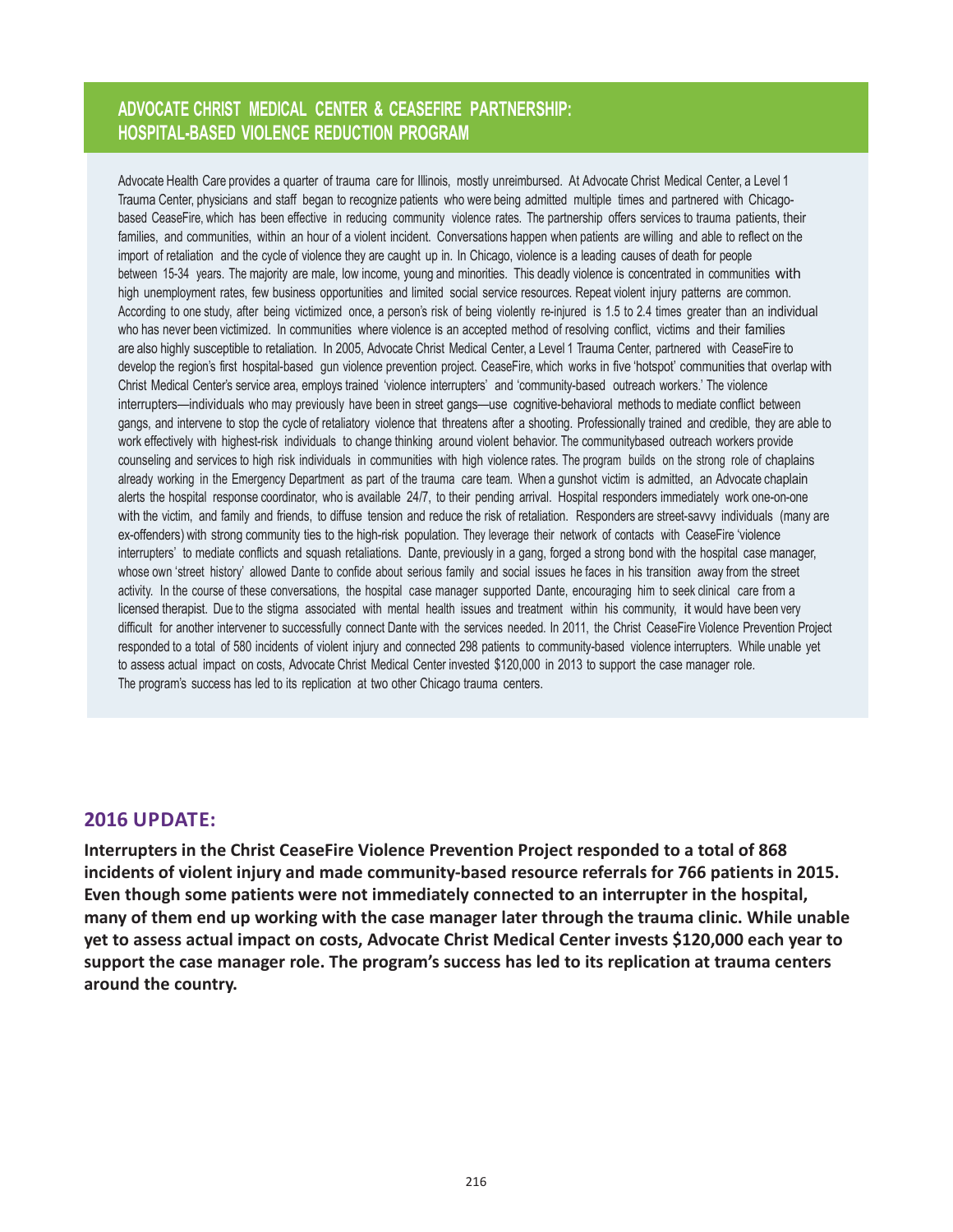## ADVOCATE CHRIST MEDICAL CENTER & CEASEFIRE PARTNERSHIP: HOSPITAL-BASED VIOLENCE REDUCTION PROGRAM

Advocate Health Care provides a quarter of trauma care for Illinois, mostly unreimbursed. At Advocate Christ Medical Center, a Level 1 Trauma Center, physicians and staff began to recognize patients who were being admitted multiple times and partnered with Chicago-based CeaseFire, which has been effective in reducing community violence rates. The partnership offers services to trauma patients, their families, and communities, within an hour of a violent incident. Conversations happen when patients are willing and able to reflect on the import of retaliation and the cycle of violence they are caught up in. In Chicago, violence is a leading causes of death for people between 15-34 years. The majority are male, low income, young and minorities. This deadly violence is concentrated in communities with high unemployment rates, few business opportunities and limited social service resources. Repeat violent injury patterns are common. According to one study, after being victimized once, a person's risk of being violently re-injured is 1.5 to 2.4 times greater than an individual who has never been victimized. In communities where violence is an accepted method of resolving conflict, victims and their families are also highly susceptible to retaliation. In 2005, Advocate Christ Medical Center, a Level 1 Trauma Center, partnered with CeaseFire to develop the region's first hospital-based gun violence prevention project. CeaseFire, which works in five 'hotspot' communities that overlap with Christ Medical Center's service area, employs trained 'violence interrupters' and 'community-based outreach workers.' The violence interrupters—individuals who may previously have been in street gangs—use cognitive-behavioral methods to mediate conflict between gangs, and intervene to stop the cycle of retaliatory violence that threatens after a shooting. Professionally trained and credible, they are able to work effectively with highest-risk individuals to change thinking around violent behavior. The communitybased outreach workers provide counseling and services to high risk individuals in communities with high violence rates. The program builds on the strong role of chaplains already working in the Emergency Department as part of the trauma care team. When a gunshot victim is admitted, an Advocate chaplain alerts the hospital response coordinator, who is available 24/7, to their pending arrival. Hospital responders immediately work one-on-one with the victim, and family and friends, to diffuse tension and reduce the risk of retaliation. Responders are street-savvy individuals (many are ex-offenders) with strong community ties to the high-risk population. They leverage their network of contacts with CeaseFire 'violence interrupters' to mediate conflicts and squash retaliations. Dante, previously in a gang, forged a strong bond with the hospital case manager, whose own 'street history' allowed Dante to confide about serious family and social issues he faces in his transition away from the street activity. In the course of these conversations, the hospital case manager supported Dante, encouraging him to seek clinical care from a licensed therapist. Due to the stigma associated with mental health issues and treatment within his community, it would have been very difficult for another intervener to successfully connect Dante with the services needed. In 2011, the Christ CeaseFire Violence Prevention Project responded to a total of 580 incidents of violent injury and connected 298 patients to community-based violence interrupters. While unable yet to assess actual impact on costs, Advocate Christ Medical Center invested $120,000 in 2013 to support the case manager role. The program's success has led to its replication at two other Chicago trauma centers.

### 2016 UPDATE:

**Interrupters in the Christ CeaseFire Violence Prevention Project responded to a total of 868 incidents of violent injury and made community-based resource referrals for 766 patients in 2015. Even though some patients were not immediately connected to an interrupter in the hospital, many of them end up working with the case manager later through the trauma clinic. While unable yet to assess actual impact on costs, Advocate Christ Medical Center invests $120,000 each year to support the case manager role. The program's success has led to its replication at trauma centers around the country.**